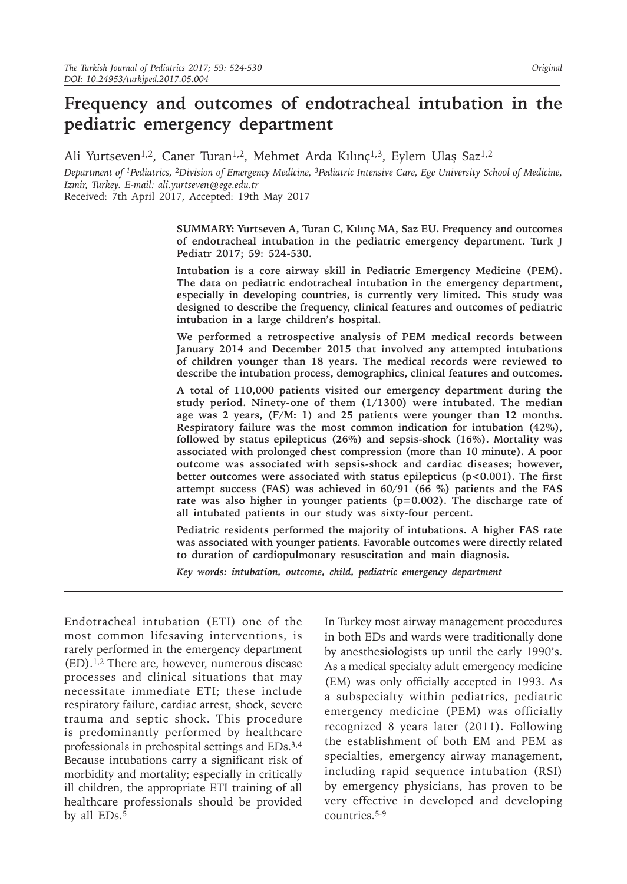Original

# Frequency and outcomes of endotracheal intubation in the pediatric emergency department

Ali Yurtseven[1,2], Caner Turan[1,2], Mehmet Arda Kılınç[1,3], Eylem Ulaş Saz[1,2]

*Department of [1]Pediatrics, [2]Division of Emergency Medicine, [3]Pediatric Intensive Care, Ege University School of Medicine, Izmir, Turkey. E-mail: ali.yurtseven@ege.edu.tr*

Received: 7th April 2017, Accepted: 19th May 2017

**SUMMARY: Yurtseven A, Turan C, Kılınç MA, Saz EU. Frequency and outcomes of endotracheal intubation in the pediatric emergency department. Turk J Pediatr 2017; 59: 524-530.**

**Intubation is a core airway skill in Pediatric Emergency Medicine (PEM). The data on pediatric endotracheal intubation in the emergency department, especially in developing countries, is currently very limited. This study was designed to describe the frequency, clinical features and outcomes of pediatric intubation in a large children's hospital.**

**We performed a retrospective analysis of PEM medical records between January 2014 and December 2015 that involved any attempted intubations of children younger than 18 years. The medical records were reviewed to describe the intubation process, demographics, clinical features and outcomes.**

**A total of 110,000 patients visited our emergency department during the study period. Ninety-one of them (1/1300) were intubated. The median age was 2 years, (F/M: 1) and 25 patients were younger than 12 months. Respiratory failure was the most common indication for intubation (42%), followed by status epilepticus (26%) and sepsis-shock (16%). Mortality was associated with prolonged chest compression (more than 10 minute). A poor outcome was associated with sepsis-shock and cardiac diseases; however, better outcomes were associated with status epilepticus ($p<0.001$). The first attempt success (FAS) was achieved in 60/91 (66 %) patients and the FAS rate was also higher in younger patients ($p=0.002$). The discharge rate of all intubated patients in our study was sixty-four percent.**

**Pediatric residents performed the majority of intubations. A higher FAS rate was associated with younger patients. Favorable outcomes were directly related to duration of cardiopulmonary resuscitation and main diagnosis.**

***Key words: intubation, outcome, child, pediatric emergency department***

Endotracheal intubation (ETI) one of the most common lifesaving interventions, is rarely performed in the emergency department (ED).[1,2] There are, however, numerous disease processes and clinical situations that may necessitate immediate ETI; these include respiratory failure, cardiac arrest, shock, severe trauma and septic shock. This procedure is predominantly performed by healthcare professionals in prehospital settings and EDs.[3,4] Because intubations carry a significant risk of morbidity and mortality; especially in critically ill children, the appropriate ETI training of all healthcare professionals should be provided by all EDs.[5]

In Turkey most airway management procedures in both EDs and wards were traditionally done by anesthesiologists up until the early 1990's. As a medical specialty adult emergency medicine (EM) was only officially accepted in 1993. As a subspecialty within pediatrics, pediatric emergency medicine (PEM) was officially recognized 8 years later (2011). Following the establishment of both EM and PEM as specialties, emergency airway management, including rapid sequence intubation (RSI) by emergency physicians, has proven to be very effective in developed and developing countries.[5-9]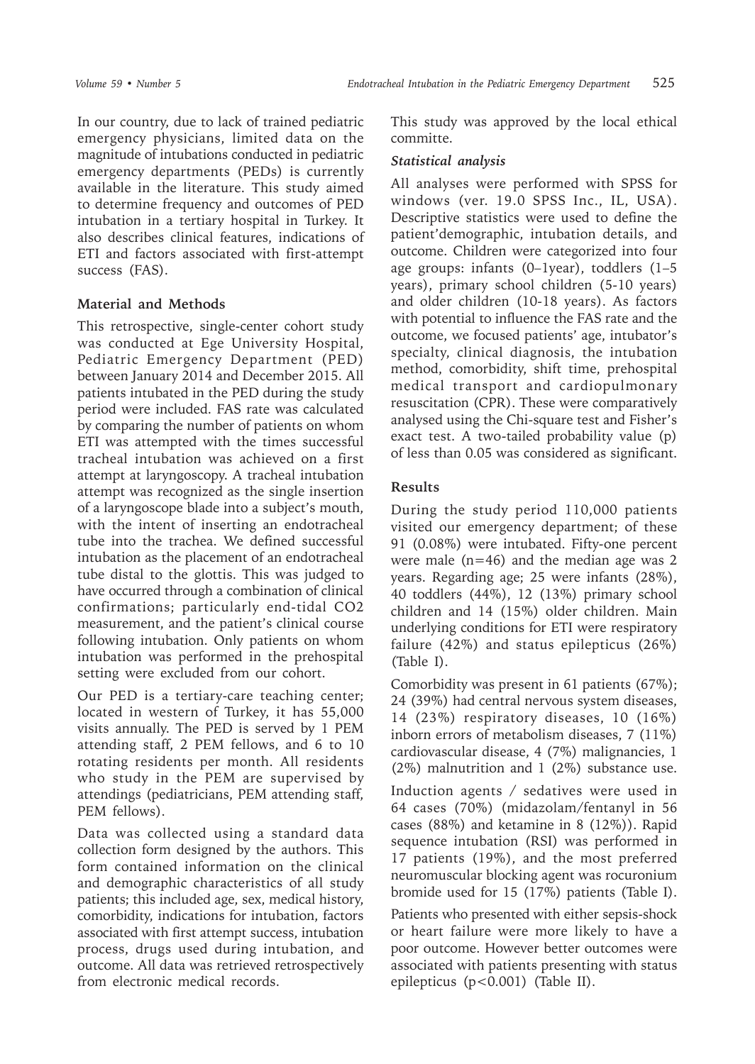In our country, due to lack of trained pediatric emergency physicians, limited data on the magnitude of intubations conducted in pediatric emergency departments (PEDs) is currently available in the literature. This study aimed to determine frequency and outcomes of PED intubation in a tertiary hospital in Turkey. It also describes clinical features, indications of ETI and factors associated with first-attempt success (FAS).

## Material and Methods

This retrospective, single-center cohort study was conducted at Ege University Hospital, Pediatric Emergency Department (PED) between January 2014 and December 2015. All patients intubated in the PED during the study period were included. FAS rate was calculated by comparing the number of patients on whom ETI was attempted with the times successful tracheal intubation was achieved on a first attempt at laryngoscopy. A tracheal intubation attempt was recognized as the single insertion of a laryngoscope blade into a subject's mouth, with the intent of inserting an endotracheal tube into the trachea. We defined successful intubation as the placement of an endotracheal tube distal to the glottis. This was judged to have occurred through a combination of clinical confirmations; particularly end-tidal $CO_2$ measurement, and the patient's clinical course following intubation. Only patients on whom intubation was performed in the prehospital setting were excluded from our cohort.

Our PED is a tertiary-care teaching center; located in western of Turkey, it has 55,000 visits annually. The PED is served by 1 PEM attending staff, 2 PEM fellows, and 6 to 10 rotating residents per month. All residents who study in the PEM are supervised by attendings (pediatricians, PEM attending staff, PEM fellows).

Data was collected using a standard data collection form designed by the authors. This form contained information on the clinical and demographic characteristics of all study patients; this included age, sex, medical history, comorbidity, indications for intubation, factors associated with first attempt success, intubation process, drugs used during intubation, and outcome. All data was retrieved retrospectively from electronic medical records.

This study was approved by the local ethical committe.

### *Statistical analysis*

All analyses were performed with SPSS for windows (ver. 19.0 SPSS Inc., IL, USA). Descriptive statistics were used to define the patient'demographic, intubation details, and outcome. Children were categorized into four age groups: infants (0–1year), toddlers (1–5 years), primary school children (5-10 years) and older children (10-18 years). As factors with potential to influence the FAS rate and the outcome, we focused patients' age, intubator's specialty, clinical diagnosis, the intubation method, comorbidity, shift time, prehospital medical transport and cardiopulmonary resuscitation (CPR). These were comparatively analysed using the Chi-square test and Fisher's exact test. A two-tailed probability value (p) of less than 0.05 was considered as significant.

## Results

During the study period 110,000 patients visited our emergency department; of these 91 (0.08%) were intubated. Fifty-one percent were male (n=46) and the median age was 2 years. Regarding age; 25 were infants (28%), 40 toddlers (44%), 12 (13%) primary school children and 14 (15%) older children. Main underlying conditions for ETI were respiratory failure (42%) and status epilepticus (26%) (Table I).

Comorbidity was present in 61 patients (67%); 24 (39%) had central nervous system diseases, 14 (23%) respiratory diseases, 10 (16%) inborn errors of metabolism diseases, 7 (11%) cardiovascular disease, 4 (7%) malignancies, 1 (2%) malnutrition and 1 (2%) substance use.

Induction agents / sedatives were used in 64 cases (70%) (midazolam/fentanyl in 56 cases (88%) and ketamine in 8 (12%)). Rapid sequence intubation (RSI) was performed in 17 patients (19%), and the most preferred neuromuscular blocking agent was rocuronium bromide used for 15 (17%) patients (Table I).

Patients who presented with either sepsis-shock or heart failure were more likely to have a poor outcome. However better outcomes were associated with patients presenting with status epilepticus ($p<0.001$) (Table II).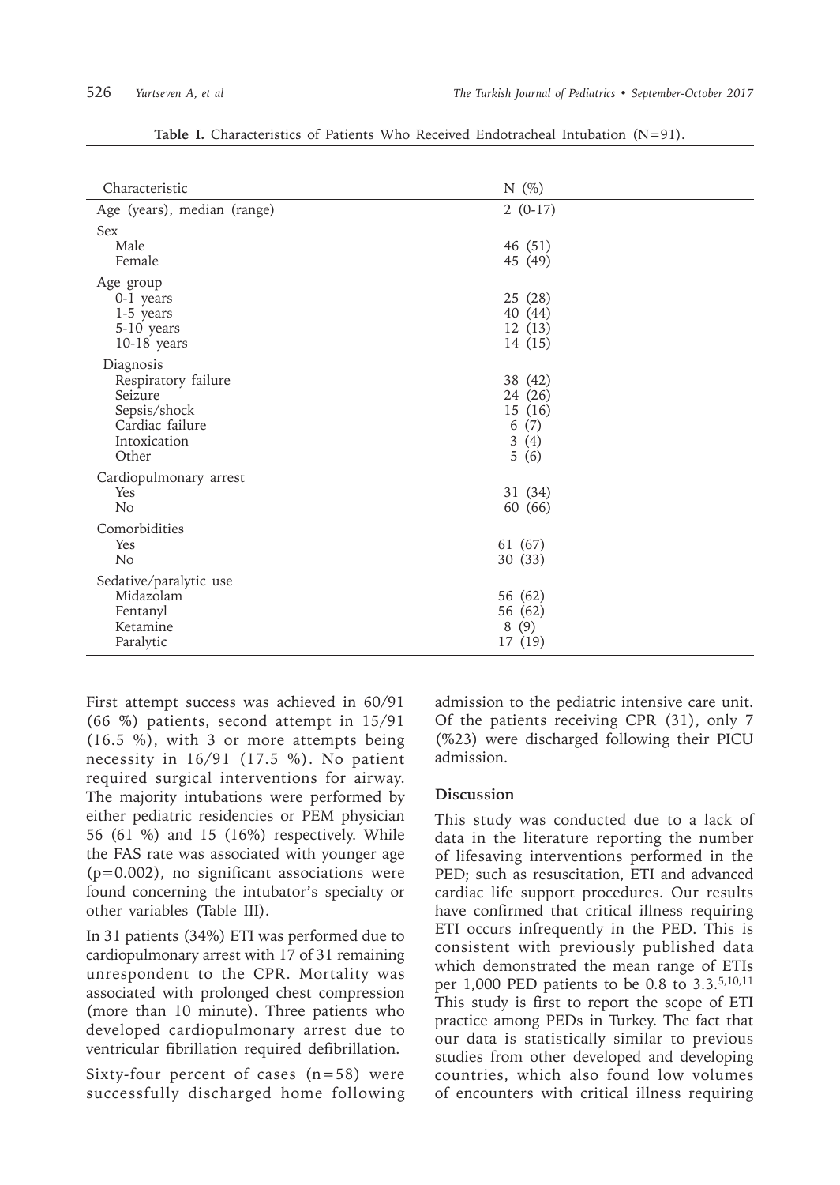**Table I.** Characteristics of Patients Who Received Endotracheal Intubation (N=91).

| Characteristic | N (%) |
|---|---|
| Age (years), median (range) | 2 (0-17) |
| Sex | |
| Male | 46 (51) |
| Female | 45 (49) |
| Age group | |
| 0-1 years | 25 (28) |
| 1-5 years | 40 (44) |
| 5-10 years | 12 (13) |
| 10-18 years | 14 (15) |
| Diagnosis | |
| Respiratory failure | 38 (42) |
| Seizure | 24 (26) |
| Sepsis/shock | 15 (16) |
| Cardiac failure | 6 (7) |
| Intoxication | 3 (4) |
| Other | 5 (6) |
| Cardiopulmonary arrest | |
| Yes | 31 (34) |
| No | 60 (66) |
| Comorbidities | |
| Yes | 61 (67) |
| No | 30 (33) |
| Sedative/paralytic use | |
| Midazolam | 56 (62) |
| Fentanyl | 56 (62) |
| Ketamine | 8 (9) |
| Paralytic | 17 (19) |

First attempt success was achieved in 60/91 (66 %) patients, second attempt in 15/91 (16.5 %), with 3 or more attempts being necessity in 16/91 (17.5 %). No patient required surgical interventions for airway. The majority intubations were performed by either pediatric residencies or PEM physician 56 (61 %) and 15 (16%) respectively. While the FAS rate was associated with younger age (p=0.002), no significant associations were found concerning the intubator's specialty or other variables (Table III).

In 31 patients (34%) ETI was performed due to cardiopulmonary arrest with 17 of 31 remaining unrespondent to the CPR. Mortality was associated with prolonged chest compression (more than 10 minute). Three patients who developed cardiopulmonary arrest due to ventricular fibrillation required defibrillation.

Sixty-four percent of cases (n=58) were successfully discharged home following admission to the pediatric intensive care unit. Of the patients receiving CPR (31), only 7 (%23) were discharged following their PICU admission.

## Discussion

This study was conducted due to a lack of data in the literature reporting the number of lifesaving interventions performed in the PED; such as resuscitation, ETI and advanced cardiac life support procedures. Our results have confirmed that critical illness requiring ETI occurs infrequently in the PED. This is consistent with previously published data which demonstrated the mean range of ETIs per 1,000 PED patients to be 0.8 to 3.3.[5,10,11] This study is first to report the scope of ETI practice among PEDs in Turkey. The fact that our data is statistically similar to previous studies from other developed and developing countries, which also found low volumes of encounters with critical illness requiring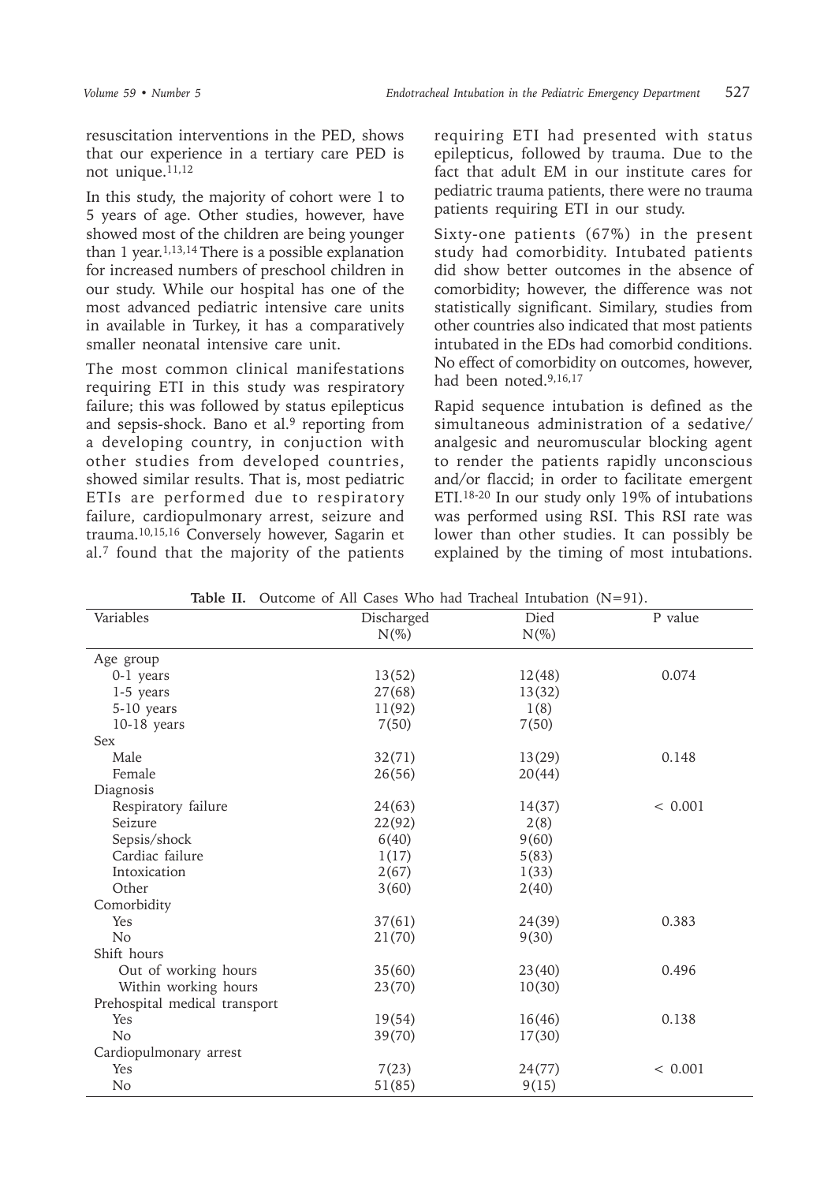resuscitation interventions in the PED, shows that our experience in a tertiary care PED is not unique.[11,12]

In this study, the majority of cohort were 1 to 5 years of age. Other studies, however, have showed most of the children are being younger than 1 year.[1,13,14] There is a possible explanation for increased numbers of preschool children in our study. While our hospital has one of the most advanced pediatric intensive care units in available in Turkey, it has a comparatively smaller neonatal intensive care unit.

The most common clinical manifestations requiring ETI in this study was respiratory failure; this was followed by status epilepticus and sepsis-shock. Bano et al.[9] reporting from a developing country, in conjuction with other studies from developed countries, showed similar results. That is, most pediatric ETIs are performed due to respiratory failure, cardiopulmonary arrest, seizure and trauma.[10,15,16] Conversely however, Sagarin et al.[7] found that the majority of the patients requiring ETI had presented with status epilepticus, followed by trauma. Due to the fact that adult EM in our institute cares for pediatric trauma patients, there were no trauma patients requiring ETI in our study.

Sixty-one patients (67%) in the present study had comorbidity. Intubated patients did show better outcomes in the absence of comorbidity; however, the difference was not statistically significant. Similary, studies from other countries also indicated that most patients intubated in the EDs had comorbid conditions. No effect of comorbidity on outcomes, however, had been noted.[9,16,17]

Rapid sequence intubation is defined as the simultaneous administration of a sedative/analgesic and neuromuscular blocking agent to render the patients rapidly unconscious and/or flaccid; in order to facilitate emergent ETI.[18-20] In our study only 19% of intubations was performed using RSI. This RSI rate was lower than other studies. It can possibly be explained by the timing of most intubations.

**Table II.** Outcome of All Cases Who had Tracheal Intubation (N=91).

| Variables | Discharged N(%) | Died N(%) | P value |
|---|---|---|---|
| Age group | | | |
| 0-1 years | 13(52) | 12(48) | 0.074 |
| 1-5 years | 27(68) | 13(32) | |
| 5-10 years | 11(92) | 1(8) | |
| 10-18 years | 7(50) | 7(50) | |
| Sex | | | |
| Male | 32(71) | 13(29) | 0.148 |
| Female | 26(56) | 20(44) | |
| Diagnosis | | | |
| Respiratory failure | 24(63) | 14(37) | < 0.001 |
| Seizure | 22(92) | 2(8) | |
| Sepsis/shock | 6(40) | 9(60) | |
| Cardiac failure | 1(17) | 5(83) | |
| Intoxication | 2(67) | 1(33) | |
| Other | 3(60) | 2(40) | |
| Comorbidity | | | |
| Yes | 37(61) | 24(39) | 0.383 |
| No | 21(70) | 9(30) | |
| Shift hours | | | |
| Out of working hours | 35(60) | 23(40) | 0.496 |
| Within working hours | 23(70) | 10(30) | |
| Prehospital medical transport | | | |
| Yes | 19(54) | 16(46) | 0.138 |
| No | 39(70) | 17(30) | |
| Cardiopulmonary arrest | | | |
| Yes | 7(23) | 24(77) | < 0.001 |
| No | 51(85) | 9(15) | |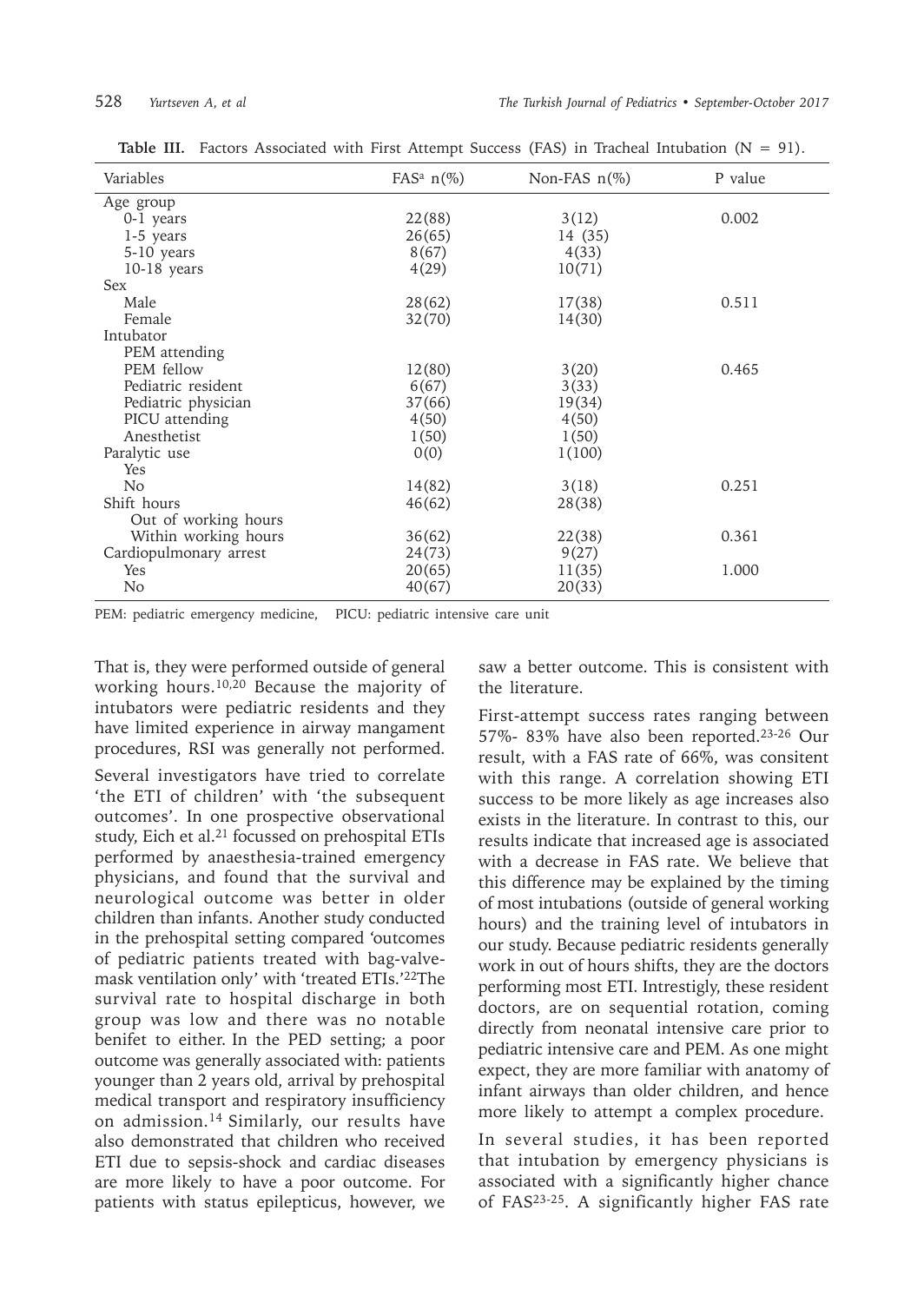**Table III.** Factors Associated with First Attempt Success (FAS) in Tracheal Intubation (N = 91).

| Variables | FAS[a] n(%) | Non-FAS n(%) | P value |
|---|---|---|---|
| Age group | | | |
| 0-1 years | 22(88) | 3(12) | 0.002 |
| 1-5 years | 26(65) | 14 (35) | |
| 5-10 years | 8(67) | 4(33) | |
| 10-18 years | 4(29) | 10(71) | |
| Sex | | | |
| Male | 28(62) | 17(38) | 0.511 |
| Female | 32(70) | 14(30) | |
| Intubator | | | |
| PEM attending | | | |
| PEM fellow | 12(80) | 3(20) | 0.465 |
| Pediatric resident | 6(67) | 3(33) | |
| Pediatric physician | 37(66) | 19(34) | |
| PICU attending | 4(50) | 4(50) | |
| Anesthetist | 1(50) | 1(50) | |
| Paralytic use | 0(0) | 1(100) | |
| Yes | | | |
| No | 14(82) | 3(18) | 0.251 |
| Shift hours | 46(62) | 28(38) | |
| Out of working hours | | | |
| Within working hours | 36(62) | 22(38) | 0.361 |
| Cardiopulmonary arrest | 24(73) | 9(27) | |
| Yes | 20(65) | 11(35) | 1.000 |
| No | 40(67) | 20(33) | |

PEM: pediatric emergency medicine, PICU: pediatric intensive care unit

That is, they were performed outside of general working hours.[10,20] Because the majority of intubators were pediatric residents and they have limited experience in airway mangament procedures, RSI was generally not performed.

Several investigators have tried to correlate 'the ETI of children' with 'the subsequent outcomes'. In one prospective observational study, Eich et al.[21] focussed on prehospital ETIs performed by anaesthesia-trained emergency physicians, and found that the survival and neurological outcome was better in older children than infants. Another study conducted in the prehospital setting compared 'outcomes of pediatric patients treated with bag-valve-mask ventilation only' with 'treated ETIs.'[22]The survival rate to hospital discharge in both group was low and there was no notable benifet to either. In the PED setting; a poor outcome was generally associated with: patients younger than 2 years old, arrival by prehospital medical transport and respiratory insufficiency on admission.[14] Similarly, our results have also demonstrated that children who received ETI due to sepsis-shock and cardiac diseases are more likely to have a poor outcome. For patients with status epilepticus, however, we saw a better outcome. This is consistent with the literature.

First-attempt success rates ranging between 57%- 83% have also been reported.[23-26] Our result, with a FAS rate of 66%, was consitent with this range. A correlation showing ETI success to be more likely as age increases also exists in the literature. In contrast to this, our results indicate that increased age is associated with a decrease in FAS rate. We believe that this difference may be explained by the timing of most intubations (outside of general working hours) and the training level of intubators in our study. Because pediatric residents generally work in out of hours shifts, they are the doctors performing most ETI. Intrestigly, these resident doctors, are on sequential rotation, coming directly from neonatal intensive care prior to pediatric intensive care and PEM. As one might expect, they are more familiar with anatomy of infant airways than older children, and hence more likely to attempt a complex procedure.

In several studies, it has been reported that intubation by emergency physicians is associated with a significantly higher chance of FAS[23-25]. A significantly higher FAS rate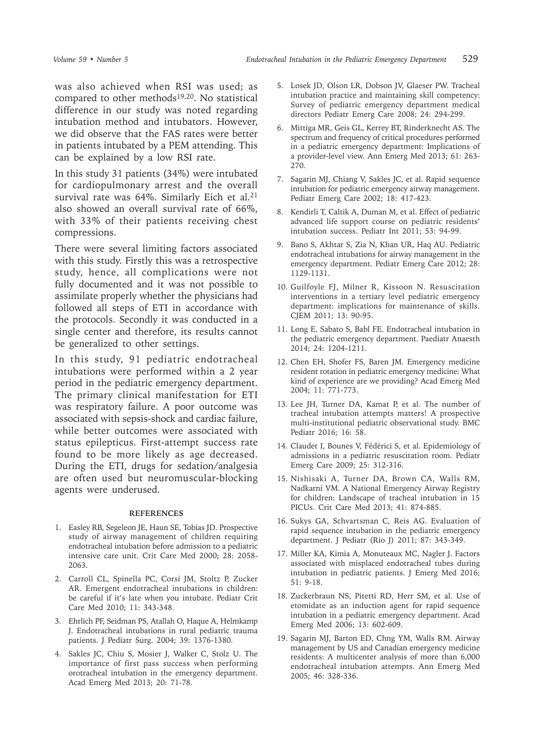was also achieved when RSI was used; as compared to other methods[19,20]. No statistical difference in our study was noted regarding intubation method and intubators. However, we did observe that the FAS rates were better in patients intubated by a PEM attending. This can be explained by a low RSI rate.

In this study 31 patients (34%) were intubated for cardiopulmonary arrest and the overall survival rate was 64%. Similarly Eich et al.[21] also showed an overall survival rate of 66%, with 33% of their patients receiving chest compressions.

There were several limiting factors associated with this study. Firstly this was a retrospective study, hence, all complications were not fully documented and it was not possible to assimilate properly whether the physicians had followed all steps of ETI in accordance with the protocols. Secondly it was conducted in a single center and therefore, its results cannot be generalized to other settings.

In this study, 91 pediatric endotracheal intubations were performed within a 2 year period in the pediatric emergency department. The primary clinical manifestation for ETI was respiratory failure. A poor outcome was associated with sepsis-shock and cardiac failure, while better outcomes were associated with status epilepticus. First-attempt success rate found to be more likely as age decreased. During the ETI, drugs for sedation/analgesia are often used but neuromuscular-blocking agents were underused.

## REFERENCES

1. Easley RB, Segeleon JE, Haun SE, Tobias JD. Prospective study of airway management of children requiring endotracheal intubation before admission to a pediatric intensive care unit. Crit Care Med 2000; 28: 2058-2063.
2. Carroll CL, Spinella PC, Corsi JM, Stoltz P, Zucker AR. Emergent endotracheal intubations in children: be careful if it's late when you intubate. Pediatr Crit Care Med 2010; 11: 343-348.
3. Ehrlich PF, Seidman PS, Atallah O, Haque A, Helmkamp J. Endotracheal intubations in rural pediatric trauma patients. J Pediatr Surg. 2004; 39: 1376-1380.
4. Sakles JC, Chiu S, Mosier J, Walker C, Stolz U. The importance of first pass success when performing orotracheal intubation in the emergency department. Acad Emerg Med 2013; 20: 71-78.
5. Losek JD, Olson LR, Dobson JV, Glaeser PW. Tracheal intubation practice and maintaining skill competency: Survey of pediatric emergency department medical directors Pediatr Emerg Care 2008; 24: 294-299.
6. Mittiga MR, Geis GL, Kerrey BT, Rinderknecht AS. The spectrum and frequency of critical procedures performed in a pediatric emergency department: Implications of a provider-level view. Ann Emerg Med 2013; 61: 263-270.
7. Sagarin MJ, Chiang V, Sakles JC, et al. Rapid sequence intubation for pediatric emergency airway management. Pediatr Emerg Care 2002; 18: 417-423.
8. Kendirli T, Caltik A, Duman M, et al. Effect of pediatric advanced life support course on pediatric residents' intubation success. Pediatr Int 2011; 53: 94-99.
9. Bano S, Akhtar S, Zia N, Khan UR, Haq AU. Pediatric endotracheal intubations for airway management in the emergency department. Pediatr Emerg Care 2012; 28: 1129-1131.
10. Guilfoyle FJ, Milner R, Kissoon N. Resuscitation interventions in a tertiary level pediatric emergency department: implications for maintenance of skills. CJEM 2011; 13: 90-95.
11. Long E, Sabato S, Babl FE. Endotracheal intubation in the pediatric emergency department. Paediatr Anaesth 2014; 24: 1204-1211.
12. Chen EH, Shofer FS, Baren JM. Emergency medicine resident rotation in pediatric emergency medicine: What kind of experience are we providing? Acad Emerg Med 2004; 11: 771-773.
13. Lee JH, Turner DA, Kamat P, et al. The number of tracheal intubation attempts matters! A prospective multi-institutional pediatric observational study. BMC Pediatr 2016; 16: 58.
14. Claudet I, Bounes V, Fédérici S, et al. Epidemiology of admissions in a pediatric resuscitation room. Pediatr Emerg Care 2009; 25: 312-316.
15. Nishisaki A, Turner DA, Brown CA, Walls RM, Nadkarni VM. A National Emergency Airway Registry for children: Landscape of tracheal intubation in 15 PICUs. Crit Care Med 2013; 41: 874-885.
16. Sukys GA, Schvartsman C, Reis AG. Evaluation of rapid sequence intubation in the pediatric emergency department. J Pediatr (Rio J) 2011; 87: 343-349.
17. Miller KA, Kimia A, Monuteaux MC, Nagler J. Factors associated with misplaced endotracheal tubes during intubation in pediatric patients. J Emerg Med 2016; 51: 9-18.
18. Zuckerbraun NS, Pitetti RD, Herr SM, et al. Use of etomidate as an induction agent for rapid sequence intubation in a pediatric emergency department. Acad Emerg Med 2006; 13: 602-609.
19. Sagarin MJ, Barton ED, Chng YM, Walls RM. Airway management by US and Canadian emergency medicine residents: A multicenter analysis of more than 6,000 endotracheal intubation attempts. Ann Emerg Med 2005; 46: 328-336.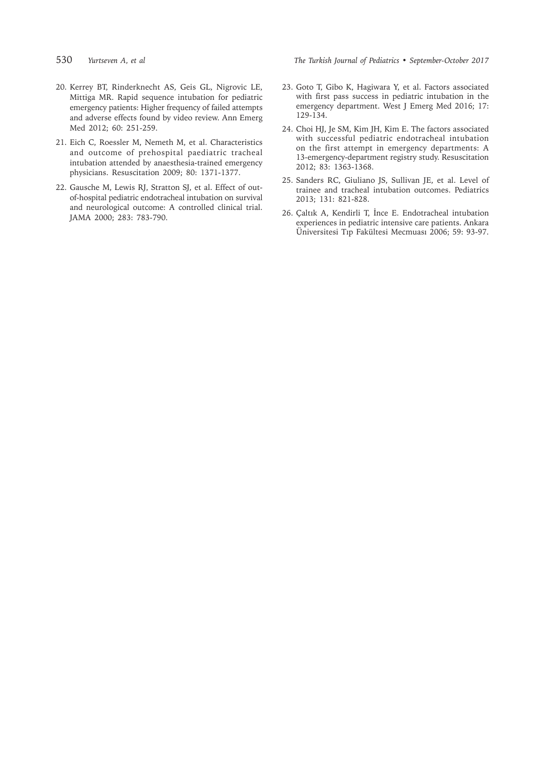20. Kerrey BT, Rinderknecht AS, Geis GL, Nigrovic LE, Mittiga MR. Rapid sequence intubation for pediatric emergency patients: Higher frequency of failed attempts and adverse effects found by video review. Ann Emerg Med 2012; 60: 251-259.
21. Eich C, Roessler M, Nemeth M, et al. Characteristics and outcome of prehospital paediatric tracheal intubation attended by anaesthesia-trained emergency physicians. Resuscitation 2009; 80: 1371-1377.
22. Gausche M, Lewis RJ, Stratton SJ, et al. Effect of out-of-hospital pediatric endotracheal intubation on survival and neurological outcome: A controlled clinical trial. JAMA 2000; 283: 783-790.
23. Goto T, Gibo K, Hagiwara Y, et al. Factors associated with first pass success in pediatric intubation in the emergency department. West J Emerg Med 2016; 17: 129-134.
24. Choi HJ, Je SM, Kim JH, Kim E. The factors associated with successful pediatric endotracheal intubation on the first attempt in emergency departments: A 13-emergency-department registry study. Resuscitation 2012; 83: 1363-1368.
25. Sanders RC, Giuliano JS, Sullivan JE, et al. Level of trainee and tracheal intubation outcomes. Pediatrics 2013; 131: 821-828.
26. Çaltık A, Kendirli T, İnce E. Endotracheal intubation experiences in pediatric intensive care patients. Ankara Üniversitesi Tıp Fakültesi Mecmuası 2006; 59: 93-97.